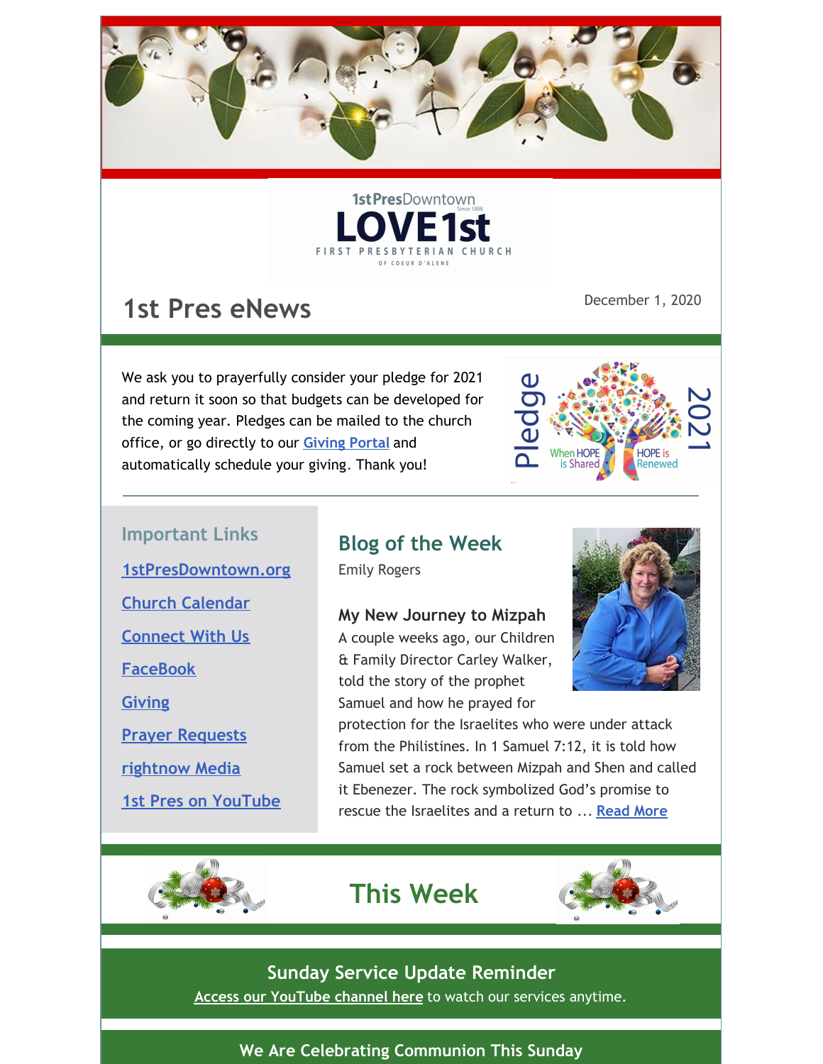1stPresDowntown Since 1888
LOVE1st
FIRST PRESBYTERIAN CHURCH
OF COEUR D'ALENE

# 1st Pres eNews

December 1, 2020

We ask you to prayerfully consider your pledge for 2021 and return it soon so that budgets can be developed for the coming year. Pledges can be mailed to the church office, or go directly to our Giving Portal and automatically schedule your giving. Thank you!

Pledge 2021
When HOPE is Shared
HOPE is Renewed

## Important Links

- 1stPresDowntown.org
- Church Calendar
- Connect With Us
- FaceBook
- Giving
- Prayer Requests
- rightnow Media
- 1st Pres on YouTube

## Blog of the Week

Emily Rogers

**My New Journey to Mizpah**

A couple weeks ago, our Children & Family Director Carley Walker, told the story of the prophet Samuel and how he prayed for protection for the Israelites who were under attack from the Philistines. In 1 Samuel 7:12, it is told how Samuel set a rock between Mizpah and Shen and called it Ebenezer. The rock symbolized God's promise to rescue the Israelites and a return to ... Read More

# This Week

### Sunday Service Update Reminder

Access our YouTube channel here to watch our services anytime.

### We Are Celebrating Communion This Sunday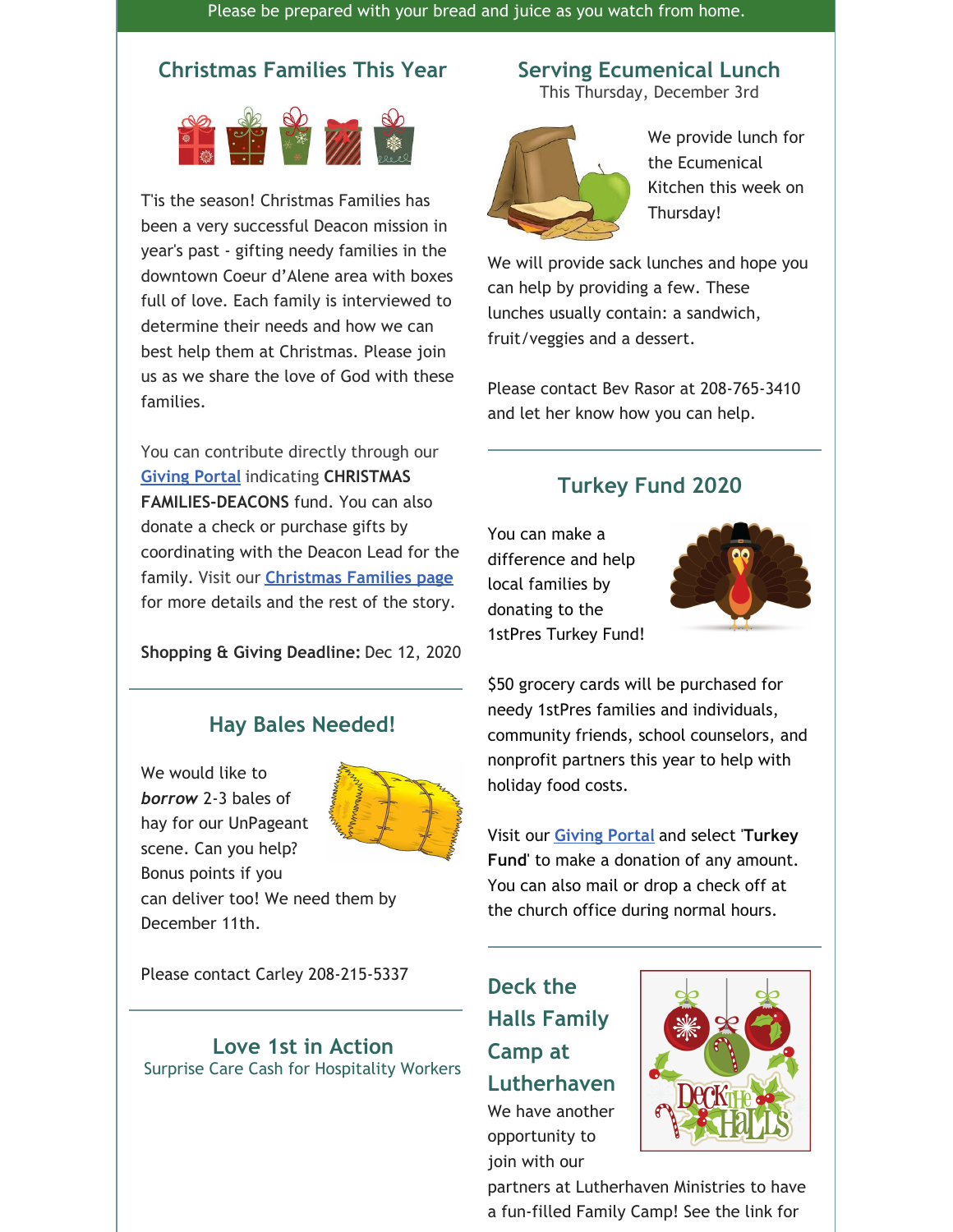Please be prepared with your bread and juice as you watch from home.

## Christmas Families This Year

T'is the season! Christmas Families has been a very successful Deacon mission in year's past - gifting needy families in the downtown Coeur d'Alene area with boxes full of love. Each family is interviewed to determine their needs and how we can best help them at Christmas. Please join us as we share the love of God with these families.

You can contribute directly through our Giving Portal indicating **CHRISTMAS FAMILIES-DEACONS** fund. You can also donate a check or purchase gifts by coordinating with the Deacon Lead for the family. Visit our **Christmas Families page** for more details and the rest of the story.

**Shopping & Giving Deadline:** Dec 12, 2020

## Hay Bales Needed!

We would like to ***borrow*** 2-3 bales of hay for our UnPageant scene. Can you help? Bonus points if you can deliver too! We need them by December 11th.

Please contact Carley 208-215-5337

## Love 1st in Action

Surprise Care Cash for Hospitality Workers

## Serving Ecumenical Lunch

This Thursday, December 3rd

We provide lunch for the Ecumenical Kitchen this week on Thursday!

We will provide sack lunches and hope you can help by providing a few. These lunches usually contain: a sandwich, fruit/veggies and a dessert.

Please contact Bev Rasor at 208-765-3410 and let her know how you can help.

## Turkey Fund 2020

You can make a difference and help local families by donating to the 1stPres Turkey Fund!

$50 grocery cards will be purchased for needy 1stPres families and individuals, community friends, school counselors, and nonprofit partners this year to help with holiday food costs.

Visit our Giving Portal and select '**Turkey Fund**' to make a donation of any amount. You can also mail or drop a check off at the church office during normal hours.

## Deck the Halls Family Camp at Lutherhaven

We have another opportunity to join with our partners at Lutherhaven Ministries to have a fun-filled Family Camp! See the link for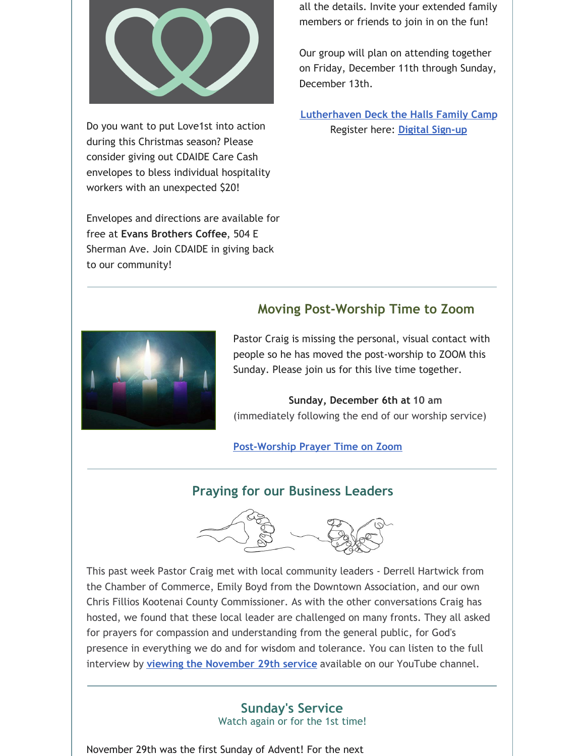Do you want to put Love1st into action during this Christmas season? Please consider giving out CDAIDE Care Cash envelopes to bless individual hospitality workers with an unexpected $20!

Envelopes and directions are available for free at **Evans Brothers Coffee**, 504 E Sherman Ave. Join CDAIDE in giving back to our community!

all the details. Invite your extended family members or friends to join in on the fun!

Our group will plan on attending together on Friday, December 11th through Sunday, December 13th.

Lutherhaven Deck the Halls Family Camp
Register here: Digital Sign-up

---

## Moving Post-Worship Time to Zoom

Pastor Craig is missing the personal, visual contact with people so he has moved the post-worship to ZOOM this Sunday. Please join us for this live time together.

**Sunday, December 6th at** 10 am
(immediately following the end of our worship service)

Post-Worship Prayer Time on Zoom

---

## Praying for our Business Leaders

This past week Pastor Craig met with local community leaders - Derrell Hartwick from the Chamber of Commerce, Emily Boyd from the Downtown Association, and our own Chris Fillios Kootenai County Commissioner. As with the other conversations Craig has hosted, we found that these local leader are challenged on many fronts. They all asked for prayers for compassion and understanding from the general public, for God's presence in everything we do and for wisdom and tolerance. You can listen to the full interview by **viewing the November 29th service** available on our YouTube channel.

---

## Sunday's Service

Watch again or for the 1st time!

November 29th was the first Sunday of Advent! For the next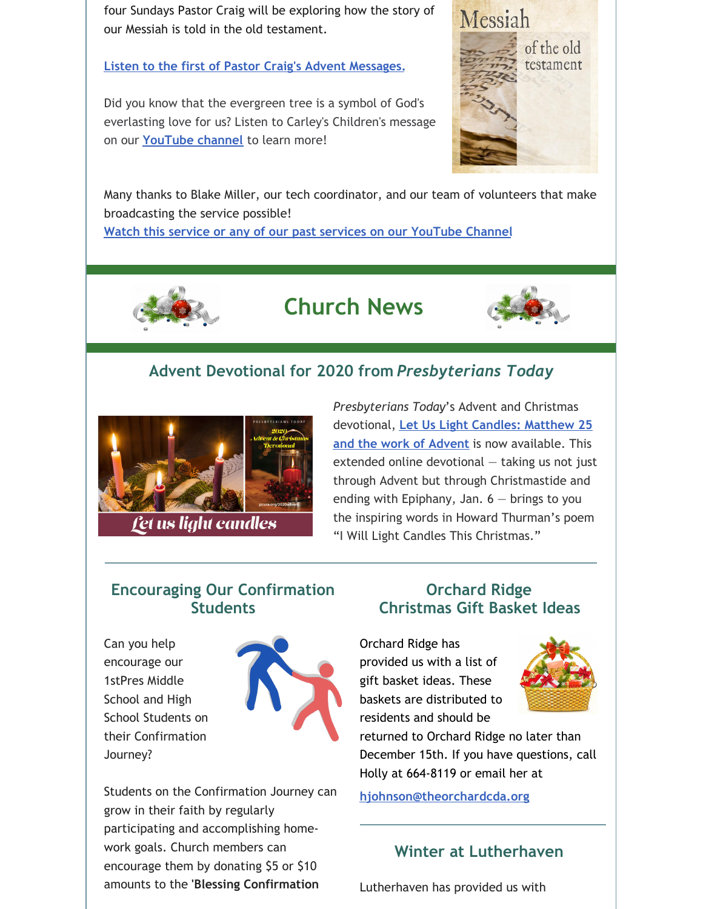four Sundays Pastor Craig will be exploring how the story of our Messiah is told in the old testament.

[Listen to the first of Pastor Craig's Advent Messages.]

Did you know that the evergreen tree is a symbol of God's everlasting love for us? Listen to Carley's Children's message on our YouTube channel to learn more!

Many thanks to Blake Miller, our tech coordinator, and our team of volunteers that make broadcasting the service possible!
Watch this service or any of our past services on our YouTube Channel

# Church News

## Advent Devotional for 2020 from *Presbyterians Today*

*Presbyterians Today*'s Advent and Christmas devotional, **Let Us Light Candles: Matthew 25 and the work of Advent** is now available. This extended online devotional — taking us not just through Advent but through Christmastide and ending with Epiphany, Jan. 6 — brings to you the inspiring words in Howard Thurman's poem "I Will Light Candles This Christmas."

## Encouraging Our Confirmation Students

Can you help encourage our 1stPres Middle School and High School Students on their Confirmation Journey?

Students on the Confirmation Journey can grow in their faith by regularly participating and accomplishing home-work goals. Church members can encourage them by donating $5 or $10 amounts to the '**Blessing Confirmation**

## Orchard Ridge Christmas Gift Basket Ideas

Orchard Ridge has provided us with a list of gift basket ideas. These baskets are distributed to residents and should be returned to Orchard Ridge no later than December 15th. If you have questions, call Holly at 664-8119 or email her at

**hjohnson@theorchardcda.org**

## Winter at Lutherhaven

Lutherhaven has provided us with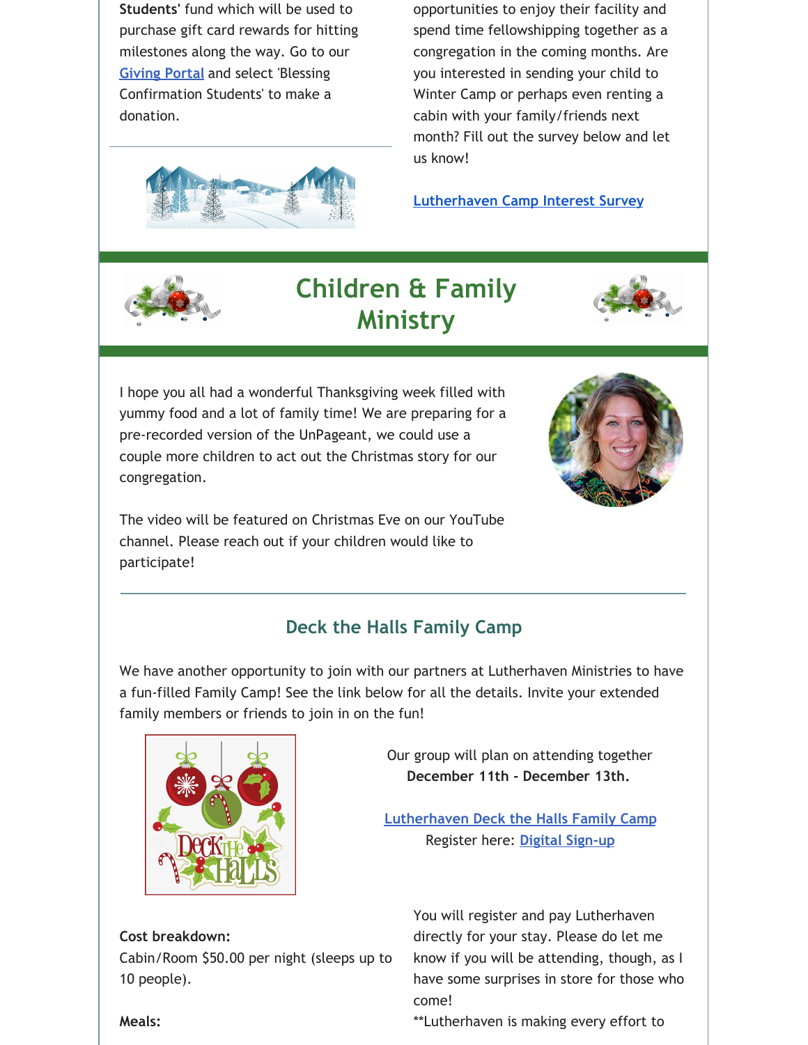**Students**' fund which will be used to purchase gift card rewards for hitting milestones along the way. Go to our Giving Portal and select 'Blessing Confirmation Students' to make a donation.

opportunities to enjoy their facility and spend time fellowshipping together as a congregation in the coming months. Are you interested in sending your child to Winter Camp or perhaps even renting a cabin with your family/friends next month? Fill out the survey below and let us know!

Lutherhaven Camp Interest Survey

## Children & Family Ministry

I hope you all had a wonderful Thanksgiving week filled with yummy food and a lot of family time! We are preparing for a pre-recorded version of the UnPageant, we could use a couple more children to act out the Christmas story for our congregation.

The video will be featured on Christmas Eve on our YouTube channel. Please reach out if your children would like to participate!

### Deck the Halls Family Camp

We have another opportunity to join with our partners at Lutherhaven Ministries to have a fun-filled Family Camp! See the link below for all the details. Invite your extended family members or friends to join in on the fun!

Our group will plan on attending together **December 11th - December 13th.**

Lutherhaven Deck the Halls Family Camp
Register here: Digital Sign-up

**Cost breakdown:**
Cabin/Room $50.00 per night (sleeps up to 10 people).

**Meals:**

You will register and pay Lutherhaven directly for your stay. Please do let me know if you will be attending, though, as I have some surprises in store for those who come!

**Lutherhaven is making every effort to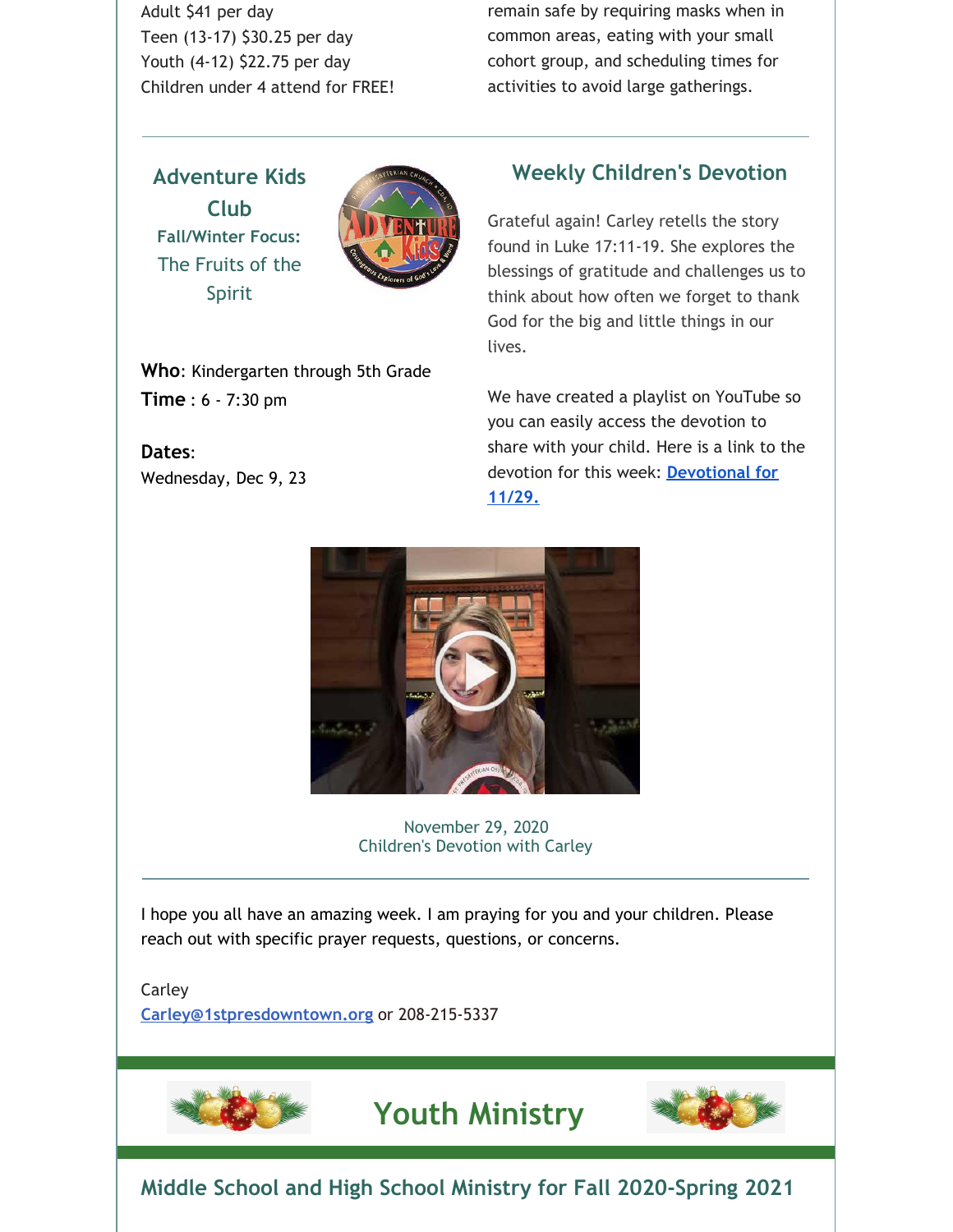Adult $41 per day
Teen (13-17) $30.25 per day
Youth (4-12) $22.75 per day
Children under 4 attend for FREE!

remain safe by requiring masks when in common areas, eating with your small cohort group, and scheduling times for activities to avoid large gatherings.

---

## Adventure Kids Club

**Fall/Winter Focus:**

The Fruits of the Spirit

**Who**: Kindergarten through 5th Grade
**Time** : 6 - 7:30 pm

**Dates**:
Wednesday, Dec 9, 23

## Weekly Children's Devotion

Grateful again! Carley retells the story found in Luke 17:11-19. She explores the blessings of gratitude and challenges us to think about how often we forget to thank God for the big and little things in our lives.

We have created a playlist on YouTube so you can easily access the devotion to share with your child. Here is a link to the devotion for this week: **Devotional for 11/29.**

November 29, 2020
Children's Devotion with Carley

---

I hope you all have an amazing week. I am praying for you and your children. Please reach out with specific prayer requests, questions, or concerns.

Carley
Carley@1stpresdowntown.org or 208-215-5337

# Youth Ministry

## Middle School and High School Ministry for Fall 2020-Spring 2021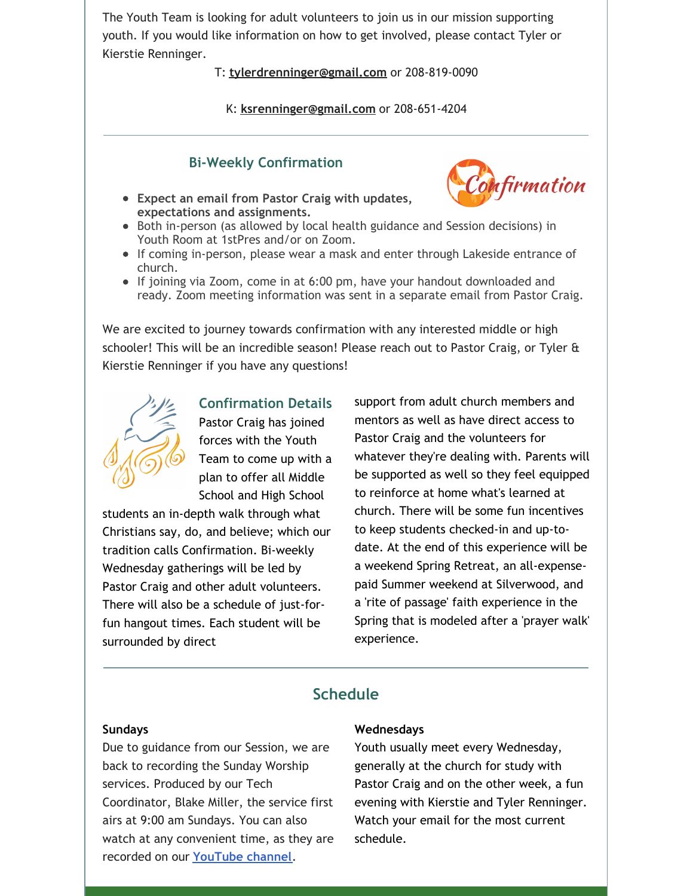The Youth Team is looking for adult volunteers to join us in our mission supporting youth. If you would like information on how to get involved, please contact Tyler or Kierstie Renninger.

T: **tylerdrenninger@gmail.com** or 208-819-0090

K: **ksrenninger@gmail.com** or 208-651-4204

---

### Bi-Weekly Confirmation

- **Expect an email from Pastor Craig with updates, expectations and assignments.**
- Both in-person (as allowed by local health guidance and Session decisions) in Youth Room at 1stPres and/or on Zoom.
- If coming in-person, please wear a mask and enter through Lakeside entrance of church.
- If joining via Zoom, come in at 6:00 pm, have your handout downloaded and ready. Zoom meeting information was sent in a separate email from Pastor Craig.

We are excited to journey towards confirmation with any interested middle or high schooler! This will be an incredible season! Please reach out to Pastor Craig, or Tyler & Kierstie Renninger if you have any questions!

### Confirmation Details

Pastor Craig has joined forces with the Youth Team to come up with a plan to offer all Middle School and High School students an in-depth walk through what Christians say, do, and believe; which our tradition calls Confirmation. Bi-weekly Wednesday gatherings will be led by Pastor Craig and other adult volunteers. There will also be a schedule of just-for-fun hangout times. Each student will be surrounded by direct support from adult church members and mentors as well as have direct access to Pastor Craig and the volunteers for whatever they're dealing with. Parents will be supported as well so they feel equipped to reinforce at home what's learned at church. There will be some fun incentives to keep students checked-in and up-to-date. At the end of this experience will be a weekend Spring Retreat, an all-expense-paid Summer weekend at Silverwood, and a 'rite of passage' faith experience in the Spring that is modeled after a 'prayer walk' experience.

---

## Schedule

**Sundays**
Due to guidance from our Session, we are back to recording the Sunday Worship services. Produced by our Tech Coordinator, Blake Miller, the service first airs at 9:00 am Sundays. You can also watch at any convenient time, as they are recorded on our YouTube channel.

**Wednesdays**
Youth usually meet every Wednesday, generally at the church for study with Pastor Craig and on the other week, a fun evening with Kierstie and Tyler Renninger. Watch your email for the most current schedule.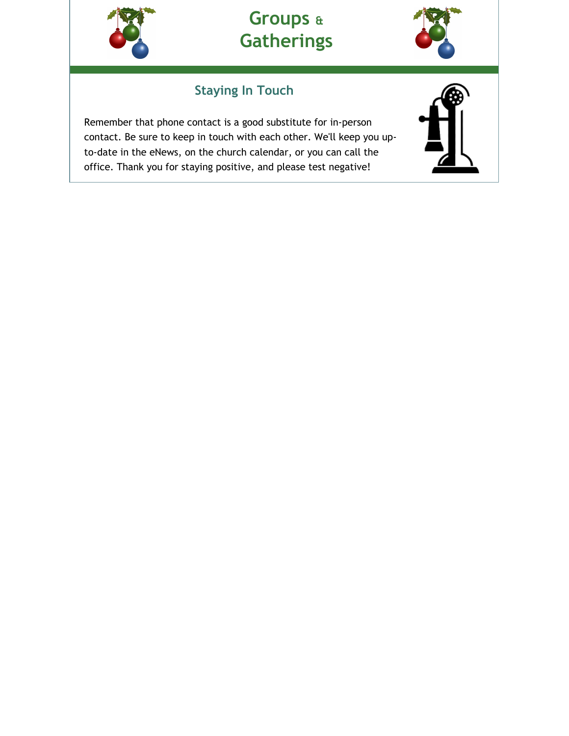# Groups & Gatherings

## Staying In Touch

Remember that phone contact is a good substitute for in-person contact. Be sure to keep in touch with each other. We'll keep you up-to-date in the eNews, on the church calendar, or you can call the office. Thank you for staying positive, and please test negative!